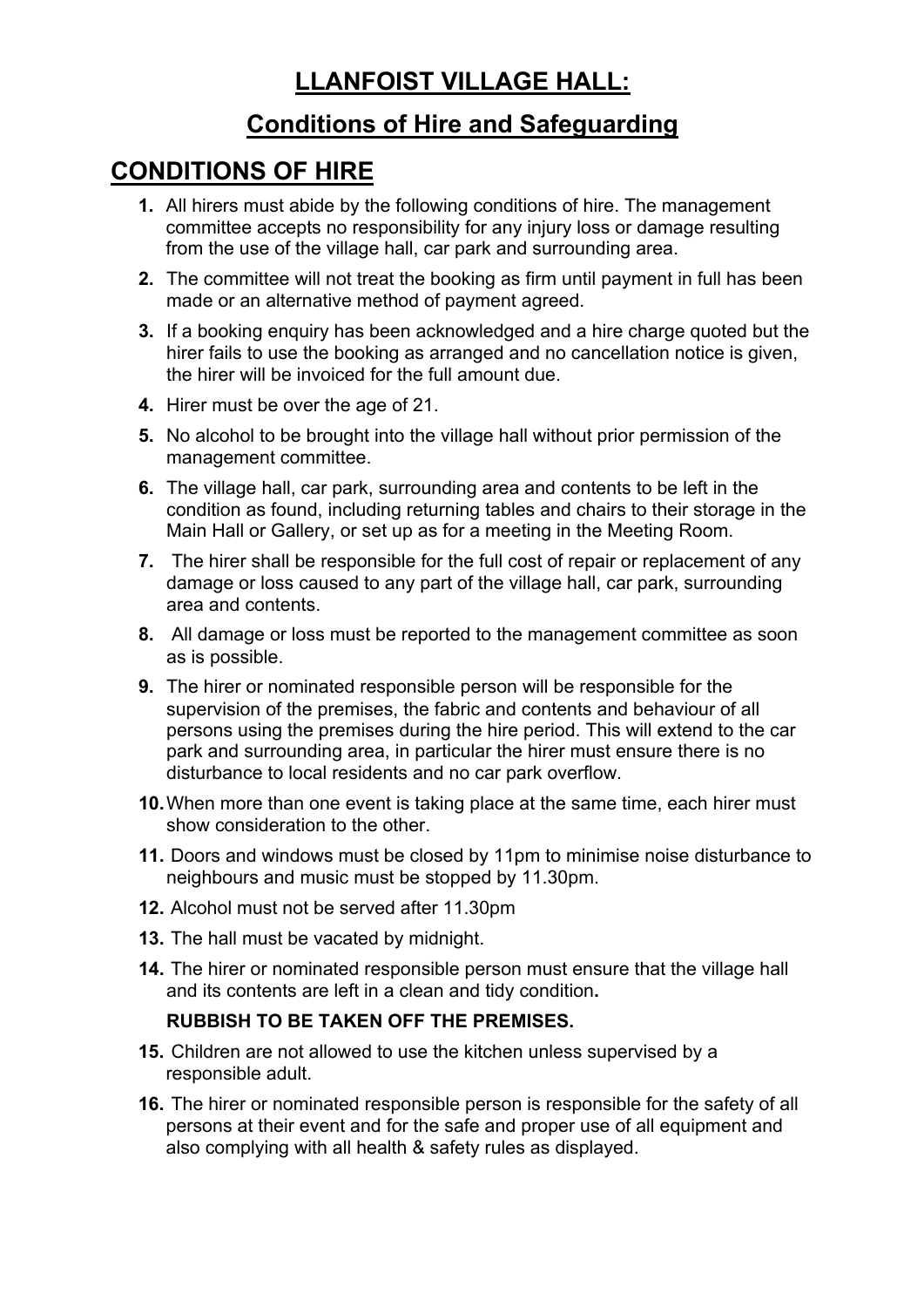# LLANFOIST VILLAGE HALL:

## Conditions of Hire and Safeguarding

## CONDITIONS OF HIRE

1. All hirers must abide by the following conditions of hire. The management committee accepts no responsibility for any injury loss or damage resulting from the use of the village hall, car park and surrounding area.
2. The committee will not treat the booking as firm until payment in full has been made or an alternative method of payment agreed.
3. If a booking enquiry has been acknowledged and a hire charge quoted but the hirer fails to use the booking as arranged and no cancellation notice is given, the hirer will be invoiced for the full amount due.
4. Hirer must be over the age of 21.
5. No alcohol to be brought into the village hall without prior permission of the management committee.
6. The village hall, car park, surrounding area and contents to be left in the condition as found, including returning tables and chairs to their storage in the Main Hall or Gallery, or set up as for a meeting in the Meeting Room.
7. The hirer shall be responsible for the full cost of repair or replacement of any damage or loss caused to any part of the village hall, car park, surrounding area and contents.
8. All damage or loss must be reported to the management committee as soon as is possible.
9. The hirer or nominated responsible person will be responsible for the supervision of the premises, the fabric and contents and behaviour of all persons using the premises during the hire period. This will extend to the car park and surrounding area, in particular the hirer must ensure there is no disturbance to local residents and no car park overflow.
10. When more than one event is taking place at the same time, each hirer must show consideration to the other.
11. Doors and windows must be closed by 11pm to minimise noise disturbance to neighbours and music must be stopped by 11.30pm.
12. Alcohol must not be served after 11.30pm
13. The hall must be vacated by midnight.
14. The hirer or nominated responsible person must ensure that the village hall and its contents are left in a clean and tidy condition**.**

    **RUBBISH TO BE TAKEN OFF THE PREMISES.**
15. Children are not allowed to use the kitchen unless supervised by a responsible adult.
16. The hirer or nominated responsible person is responsible for the safety of all persons at their event and for the safe and proper use of all equipment and also complying with all health & safety rules as displayed.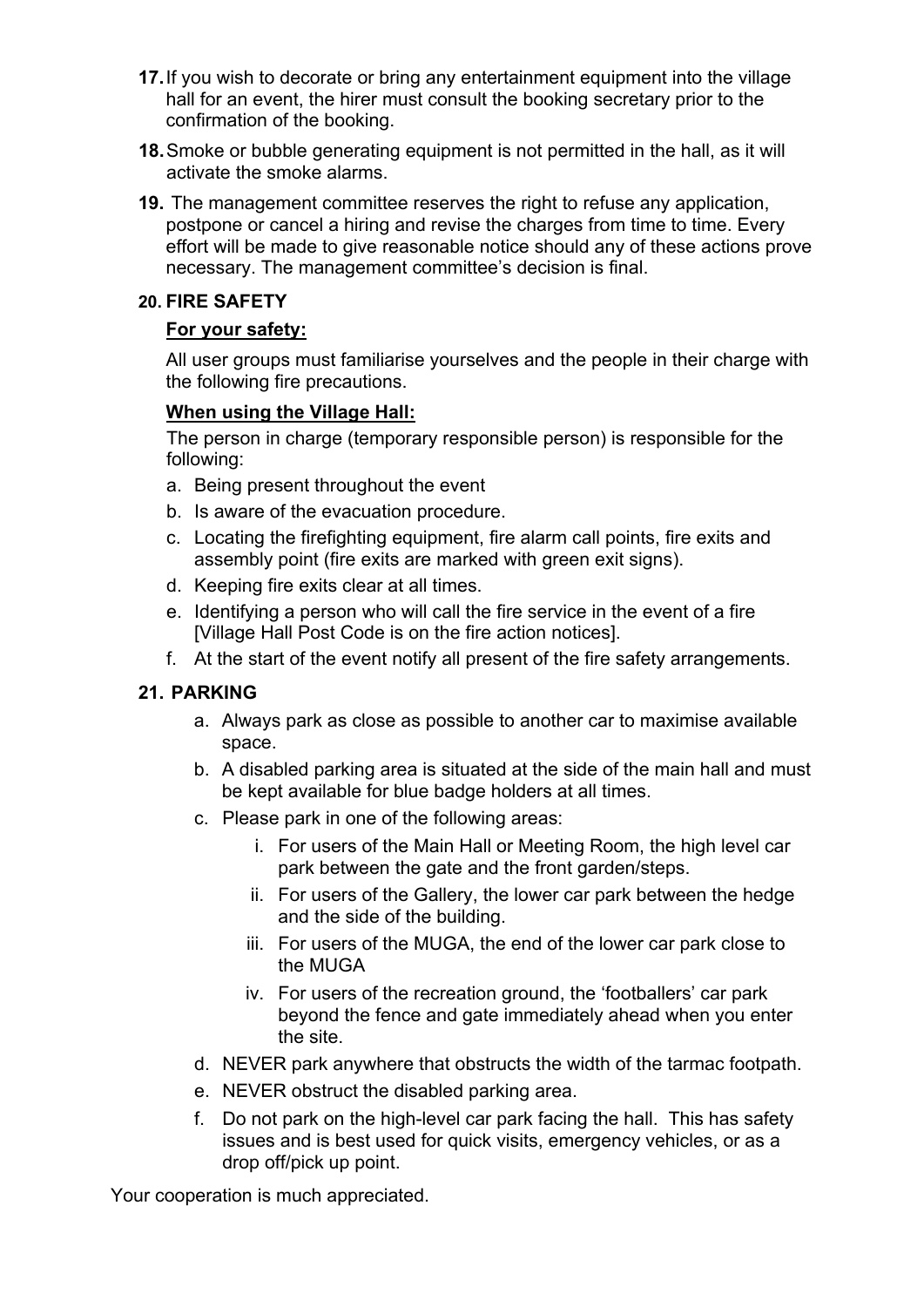17. If you wish to decorate or bring any entertainment equipment into the village hall for an event, the hirer must consult the booking secretary prior to the confirmation of the booking.

18. Smoke or bubble generating equipment is not permitted in the hall, as it will activate the smoke alarms.

19. The management committee reserves the right to refuse any application, postpone or cancel a hiring and revise the charges from time to time. Every effort will be made to give reasonable notice should any of these actions prove necessary. The management committee's decision is final.

20. **FIRE SAFETY**

    **For your safety:**

    All user groups must familiarise yourselves and the people in their charge with the following fire precautions.

    **When using the Village Hall:**

    The person in charge (temporary responsible person) is responsible for the following:

    a. Being present throughout the event
    b. Is aware of the evacuation procedure.
    c. Locating the firefighting equipment, fire alarm call points, fire exits and assembly point (fire exits are marked with green exit signs).
    d. Keeping fire exits clear at all times.
    e. Identifying a person who will call the fire service in the event of a fire [Village Hall Post Code is on the fire action notices].
    f. At the start of the event notify all present of the fire safety arrangements.

21. **PARKING**

    a. Always park as close as possible to another car to maximise available space.
    b. A disabled parking area is situated at the side of the main hall and must be kept available for blue badge holders at all times.
    c. Please park in one of the following areas:
        i. For users of the Main Hall or Meeting Room, the high level car park between the gate and the front garden/steps.
        ii. For users of the Gallery, the lower car park between the hedge and the side of the building.
        iii. For users of the MUGA, the end of the lower car park close to the MUGA
        iv. For users of the recreation ground, the 'footballers' car park beyond the fence and gate immediately ahead when you enter the site.
    d. NEVER park anywhere that obstructs the width of the tarmac footpath.
    e. NEVER obstruct the disabled parking area.
    f. Do not park on the high-level car park facing the hall. This has safety issues and is best used for quick visits, emergency vehicles, or as a drop off/pick up point.

Your cooperation is much appreciated.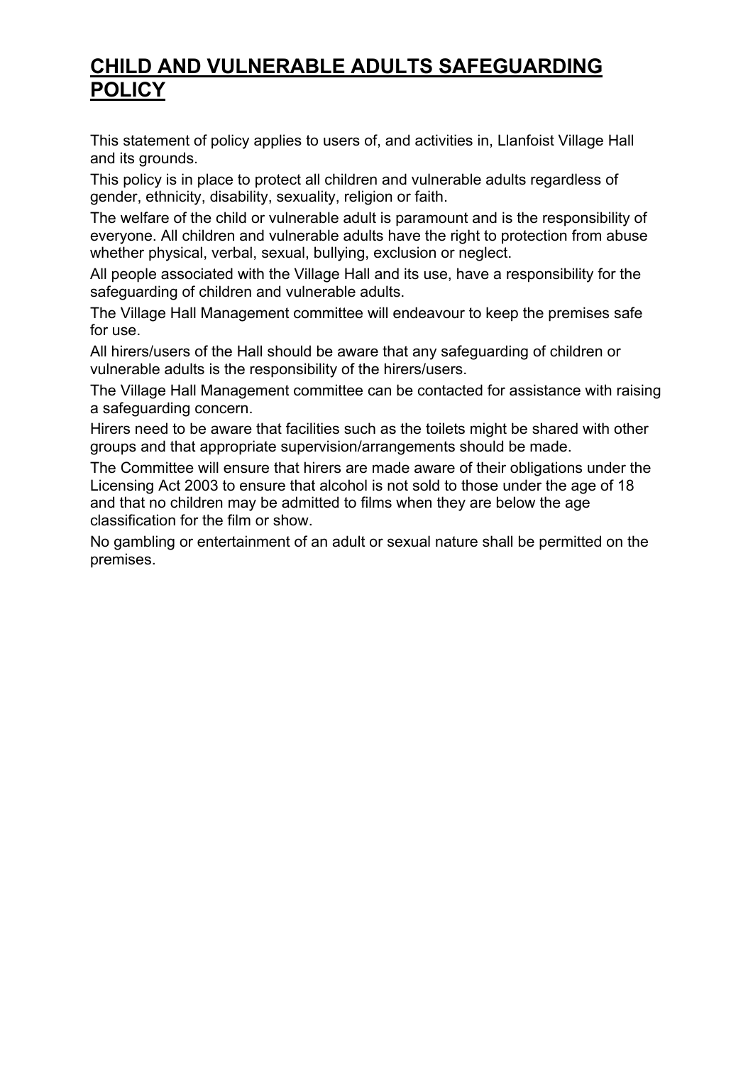# CHILD AND VULNERABLE ADULTS SAFEGUARDING POLICY

This statement of policy applies to users of, and activities in, Llanfoist Village Hall and its grounds.

This policy is in place to protect all children and vulnerable adults regardless of gender, ethnicity, disability, sexuality, religion or faith.

The welfare of the child or vulnerable adult is paramount and is the responsibility of everyone. All children and vulnerable adults have the right to protection from abuse whether physical, verbal, sexual, bullying, exclusion or neglect.

All people associated with the Village Hall and its use, have a responsibility for the safeguarding of children and vulnerable adults.

The Village Hall Management committee will endeavour to keep the premises safe for use.

All hirers/users of the Hall should be aware that any safeguarding of children or vulnerable adults is the responsibility of the hirers/users.

The Village Hall Management committee can be contacted for assistance with raising a safeguarding concern.

Hirers need to be aware that facilities such as the toilets might be shared with other groups and that appropriate supervision/arrangements should be made.

The Committee will ensure that hirers are made aware of their obligations under the Licensing Act 2003 to ensure that alcohol is not sold to those under the age of 18 and that no children may be admitted to films when they are below the age classification for the film or show.

No gambling or entertainment of an adult or sexual nature shall be permitted on the premises.